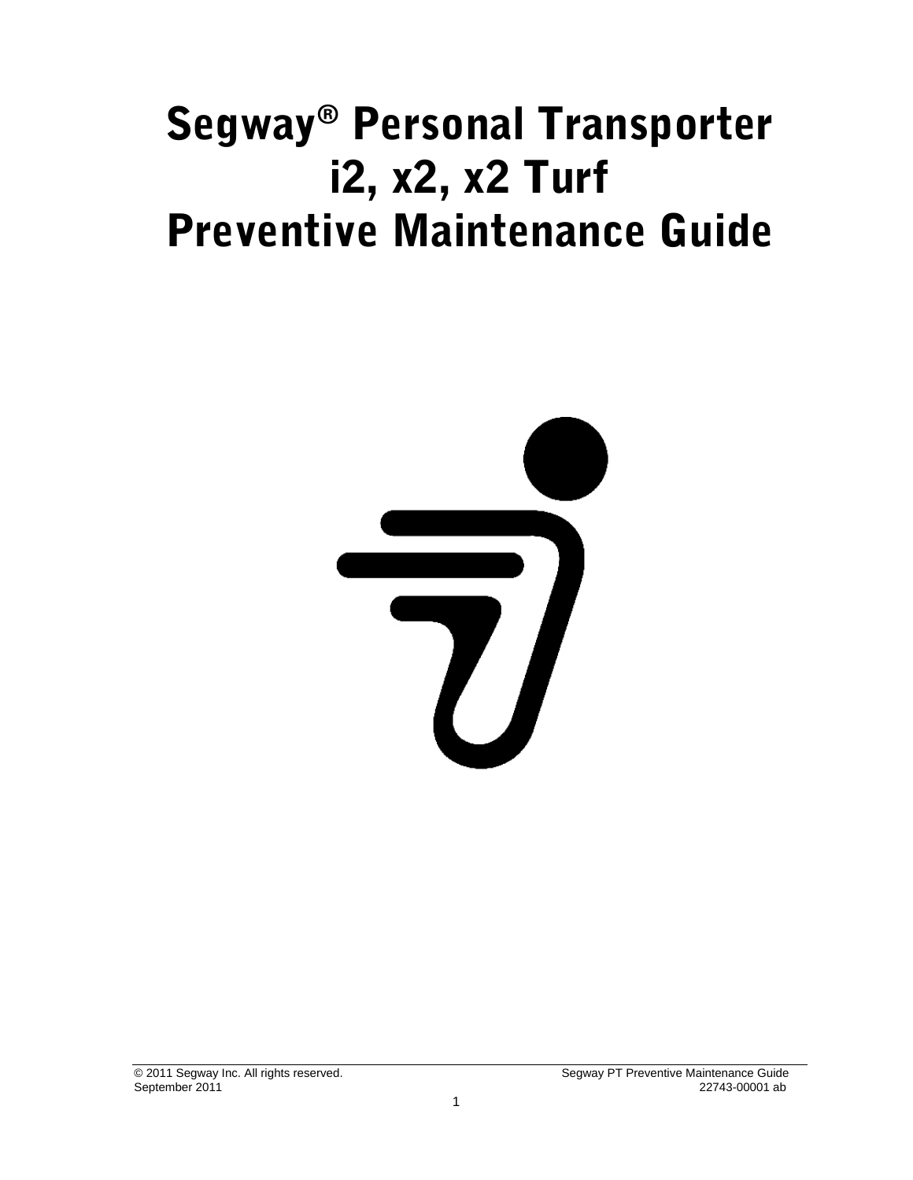# Segway® Personal Transporter i2, x2, x2 Turf Preventive Maintenance Guide

© 2011 Segway Inc. All rights reserved.
September 2011

Segway PT Preventive Maintenance Guide
22743-00001 ab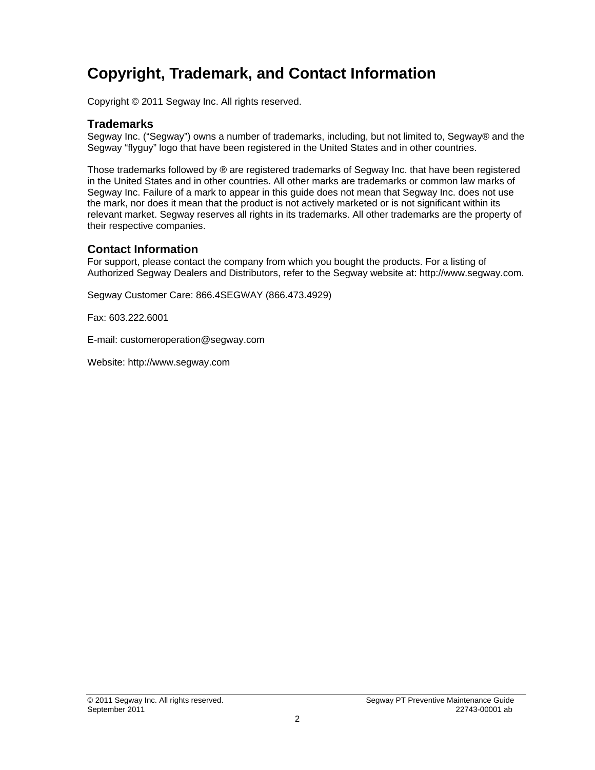# Copyright, Trademark, and Contact Information

Copyright © 2011 Segway Inc. All rights reserved.

## Trademarks

Segway Inc. (“Segway”) owns a number of trademarks, including, but not limited to, Segway® and the Segway “flyguy” logo that have been registered in the United States and in other countries.

Those trademarks followed by ® are registered trademarks of Segway Inc. that have been registered in the United States and in other countries. All other marks are trademarks or common law marks of Segway Inc. Failure of a mark to appear in this guide does not mean that Segway Inc. does not use the mark, nor does it mean that the product is not actively marketed or is not significant within its relevant market. Segway reserves all rights in its trademarks. All other trademarks are the property of their respective companies.

## Contact Information

For support, please contact the company from which you bought the products. For a listing of Authorized Segway Dealers and Distributors, refer to the Segway website at: http://www.segway.com.

Segway Customer Care: 866.4SEGWAY (866.473.4929)

Fax: 603.222.6001

E-mail: customeroperation@segway.com

Website: http://www.segway.com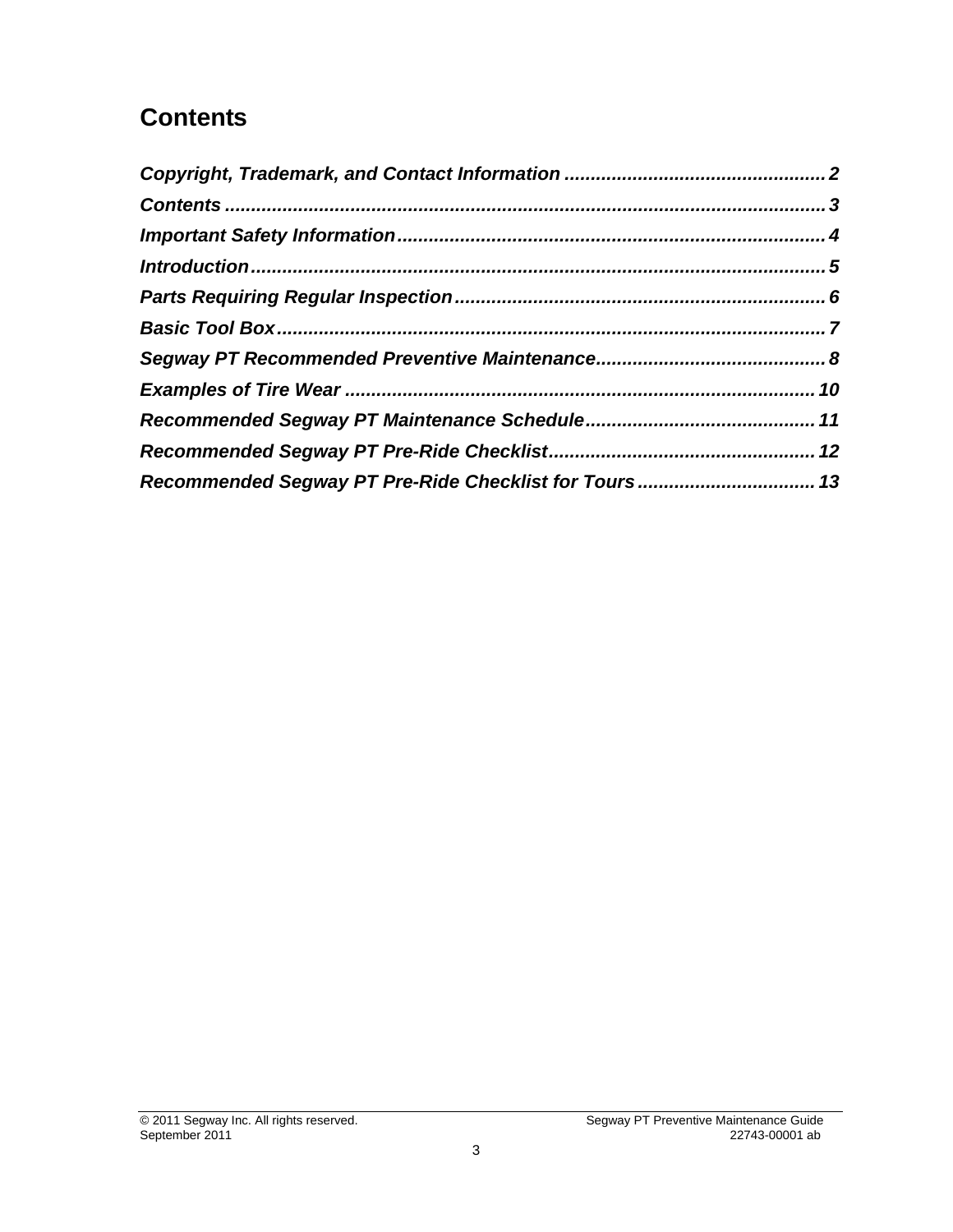## Contents

*Copyright, Trademark, and Contact Information* ................................................. *2*

*Contents* ................................................................................................. *3*

*Important Safety Information* ................................................................... *4*

*Introduction* ............................................................................................ *5*

*Parts Requiring Regular Inspection* .......................................................... *6*

*Basic Tool Box* ......................................................................................... *7*

*Segway PT Recommended Preventive Maintenance* ................................... *8*

*Examples of Tire Wear* ............................................................................ *10*

*Recommended Segway PT Maintenance Schedule* ..................................... *11*

*Recommended Segway PT Pre-Ride Checklist* .......................................... *12*

*Recommended Segway PT Pre-Ride Checklist for Tours* ............................ *13*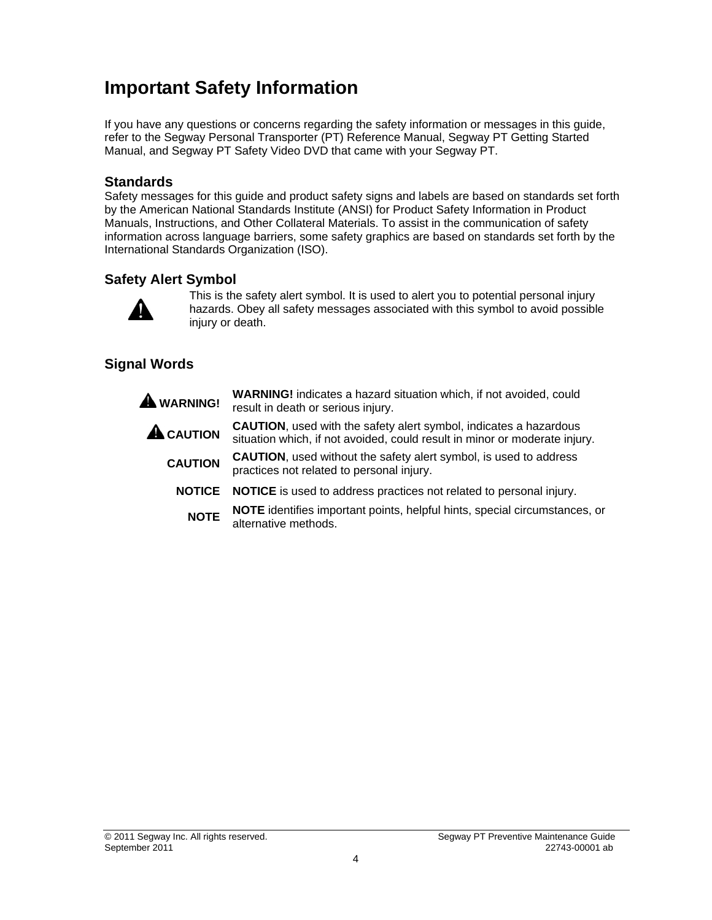# Important Safety Information

If you have any questions or concerns regarding the safety information or messages in this guide, refer to the Segway Personal Transporter (PT) Reference Manual, Segway PT Getting Started Manual, and Segway PT Safety Video DVD that came with your Segway PT.

## Standards

Safety messages for this guide and product safety signs and labels are based on standards set forth by the American National Standards Institute (ANSI) for Product Safety Information in Product Manuals, Instructions, and Other Collateral Materials. To assist in the communication of safety information across language barriers, some safety graphics are based on standards set forth by the International Standards Organization (ISO).

## Safety Alert Symbol

⚠ This is the safety alert symbol. It is used to alert you to potential personal injury hazards. Obey all safety messages associated with this symbol to avoid possible injury or death.

## Signal Words

| | |
|---|---|
| ⚠ **WARNING!** | **WARNING!** indicates a hazard situation which, if not avoided, could result in death or serious injury. |
| ⚠ **CAUTION** | **CAUTION**, used with the safety alert symbol, indicates a hazardous situation which, if not avoided, could result in minor or moderate injury. |
| **CAUTION** | **CAUTION**, used without the safety alert symbol, is used to address practices not related to personal injury. |
| **NOTICE** | **NOTICE** is used to address practices not related to personal injury. |
| **NOTE** | **NOTE** identifies important points, helpful hints, special circumstances, or alternative methods. |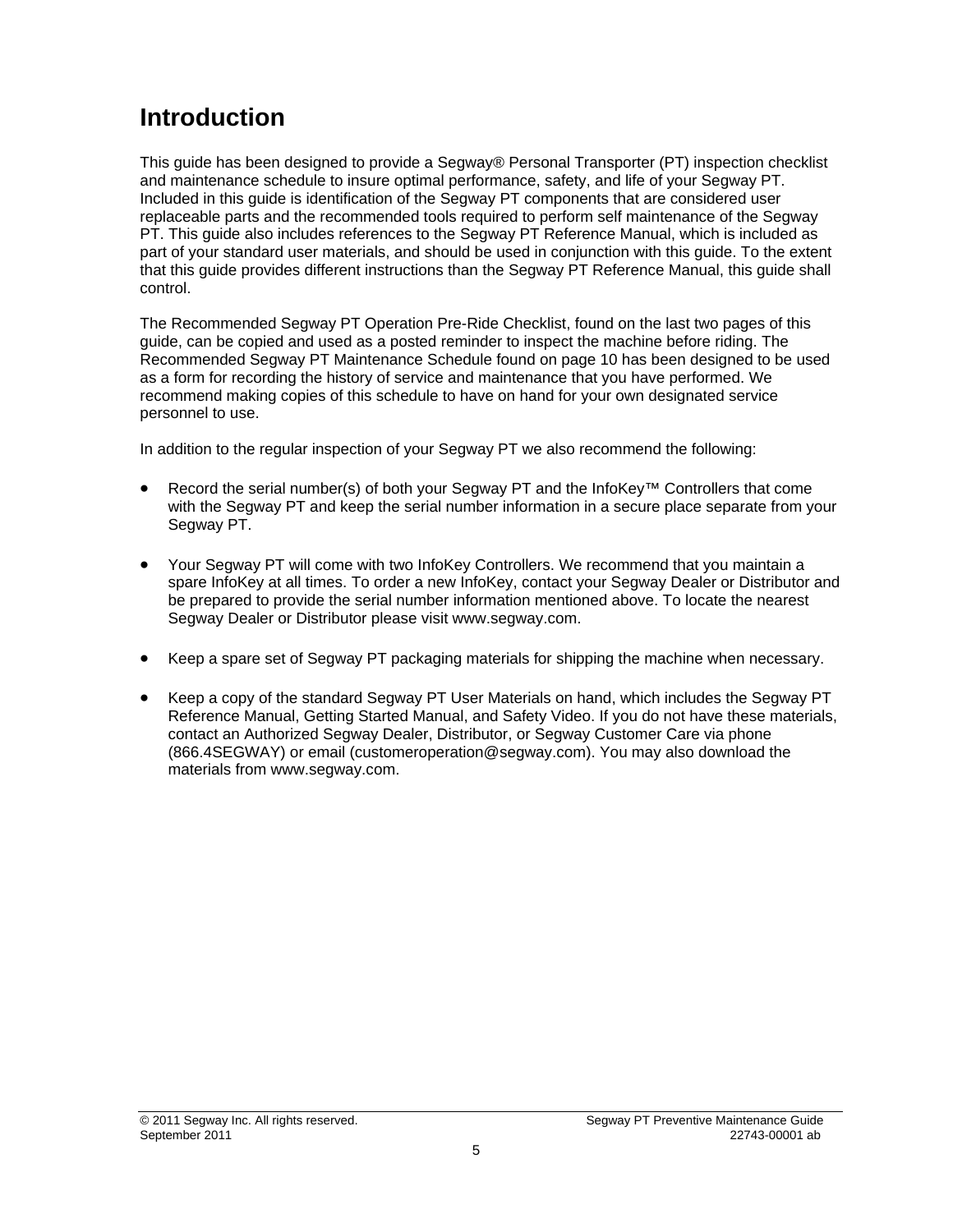# Introduction

This guide has been designed to provide a Segway® Personal Transporter (PT) inspection checklist and maintenance schedule to insure optimal performance, safety, and life of your Segway PT. Included in this guide is identification of the Segway PT components that are considered user replaceable parts and the recommended tools required to perform self maintenance of the Segway PT. This guide also includes references to the Segway PT Reference Manual, which is included as part of your standard user materials, and should be used in conjunction with this guide. To the extent that this guide provides different instructions than the Segway PT Reference Manual, this guide shall control.

The Recommended Segway PT Operation Pre-Ride Checklist, found on the last two pages of this guide, can be copied and used as a posted reminder to inspect the machine before riding. The Recommended Segway PT Maintenance Schedule found on page 10 has been designed to be used as a form for recording the history of service and maintenance that you have performed. We recommend making copies of this schedule to have on hand for your own designated service personnel to use.

In addition to the regular inspection of your Segway PT we also recommend the following:

- Record the serial number(s) of both your Segway PT and the InfoKey™ Controllers that come with the Segway PT and keep the serial number information in a secure place separate from your Segway PT.

- Your Segway PT will come with two InfoKey Controllers. We recommend that you maintain a spare InfoKey at all times. To order a new InfoKey, contact your Segway Dealer or Distributor and be prepared to provide the serial number information mentioned above. To locate the nearest Segway Dealer or Distributor please visit www.segway.com.

- Keep a spare set of Segway PT packaging materials for shipping the machine when necessary.

- Keep a copy of the standard Segway PT User Materials on hand, which includes the Segway PT Reference Manual, Getting Started Manual, and Safety Video. If you do not have these materials, contact an Authorized Segway Dealer, Distributor, or Segway Customer Care via phone (866.4SEGWAY) or email (customeroperation@segway.com). You may also download the materials from www.segway.com.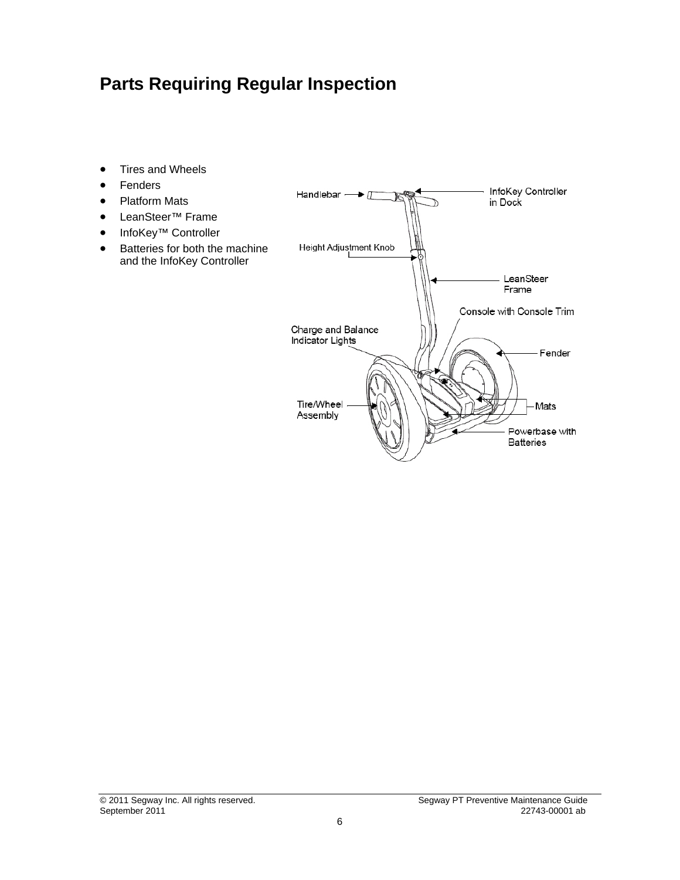# Parts Requiring Regular Inspection

- Tires and Wheels
- Fenders
- Platform Mats
- LeanSteer™ Frame
- InfoKey™ Controller
- Batteries for both the machine and the InfoKey Controller

Handlebar

InfoKey Controller in Dock

Height Adjustment Knob

LeanSteer Frame

Console with Console Trim

Charge and Balance Indicator Lights

Fender

Tire/Wheel Assembly

Mats

Powerbase with Batteries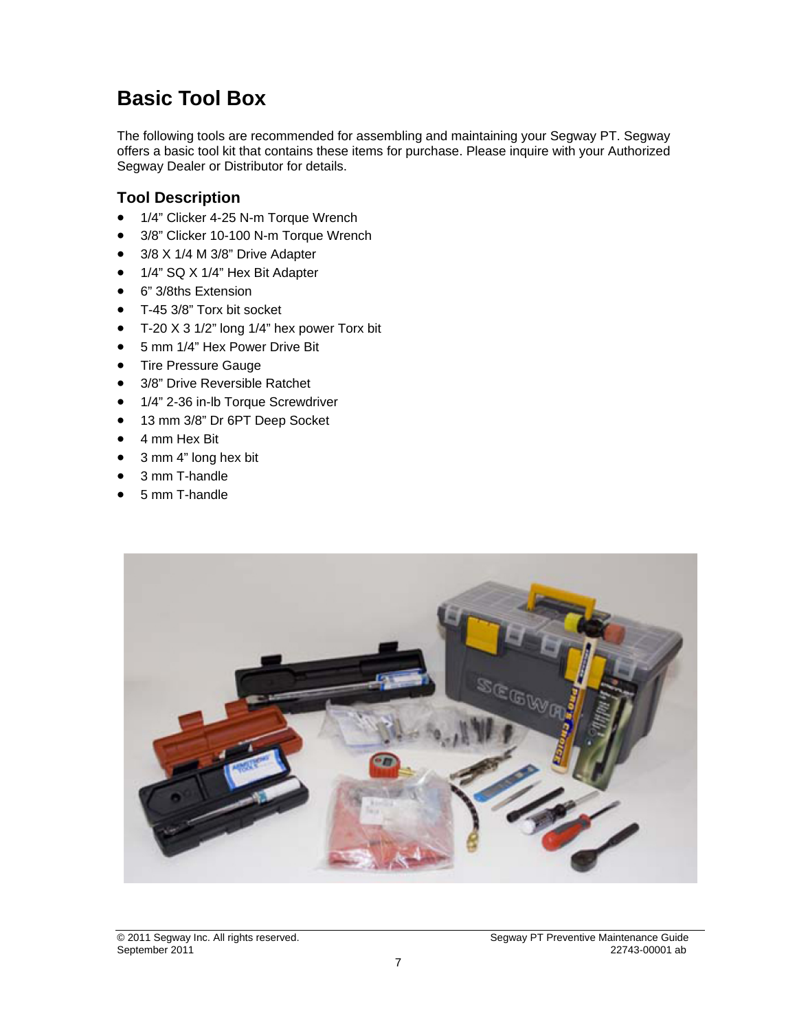# Basic Tool Box

The following tools are recommended for assembling and maintaining your Segway PT. Segway offers a basic tool kit that contains these items for purchase. Please inquire with your Authorized Segway Dealer or Distributor for details.

## Tool Description

- 1/4" Clicker 4-25 N-m Torque Wrench
- 3/8" Clicker 10-100 N-m Torque Wrench
- 3/8 X 1/4 M 3/8" Drive Adapter
- 1/4" SQ X 1/4" Hex Bit Adapter
- 6" 3/8ths Extension
- T-45 3/8" Torx bit socket
- T-20 X 3 1/2" long 1/4" hex power Torx bit
- 5 mm 1/4" Hex Power Drive Bit
- Tire Pressure Gauge
- 3/8" Drive Reversible Ratchet
- 1/4" 2-36 in-lb Torque Screwdriver
- 13 mm 3/8" Dr 6PT Deep Socket
- 4 mm Hex Bit
- 3 mm 4" long hex bit
- 3 mm T-handle
- 5 mm T-handle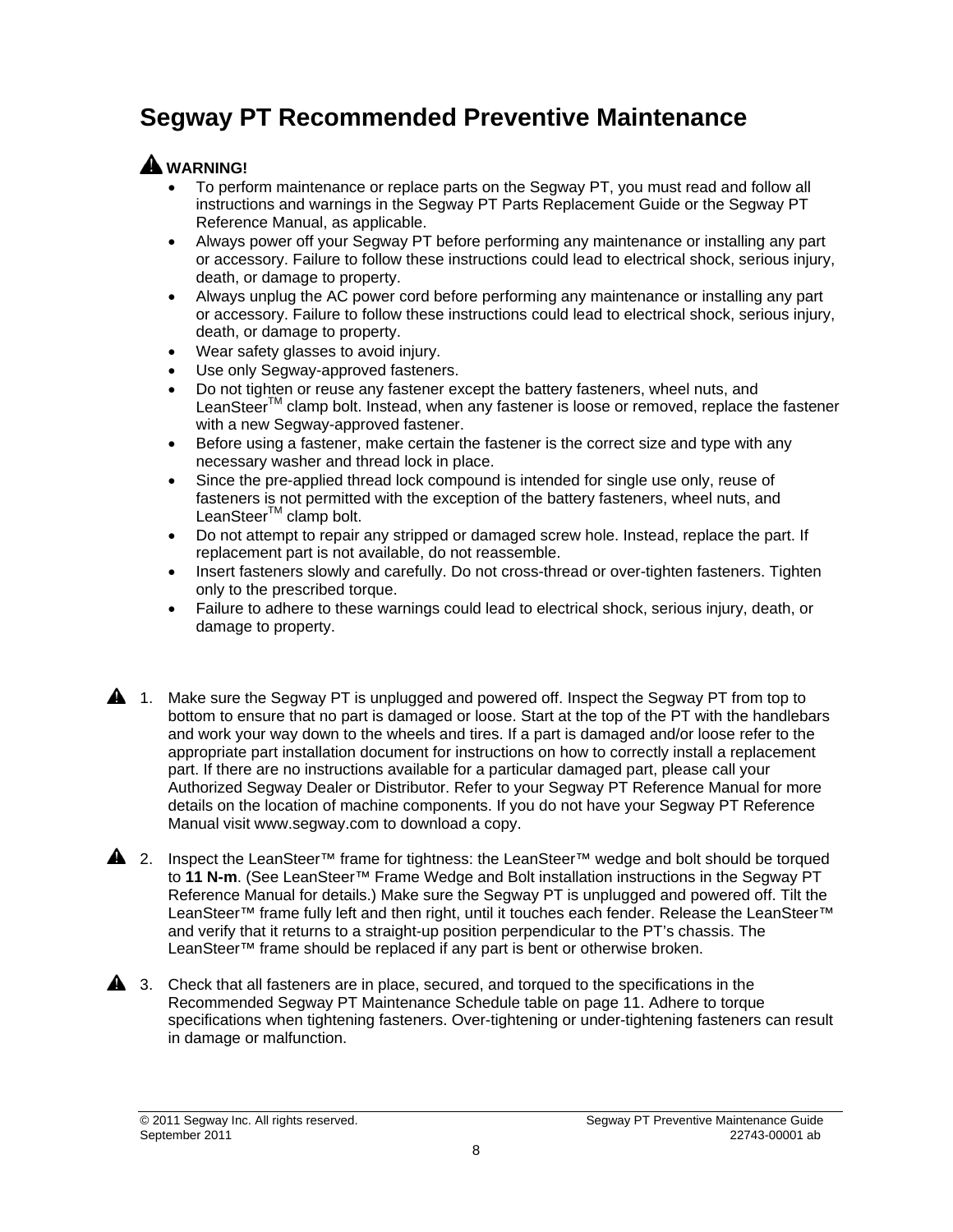# Segway PT Recommended Preventive Maintenance

⚠ **WARNING!**

- To perform maintenance or replace parts on the Segway PT, you must read and follow all instructions and warnings in the Segway PT Parts Replacement Guide or the Segway PT Reference Manual, as applicable.
- Always power off your Segway PT before performing any maintenance or installing any part or accessory. Failure to follow these instructions could lead to electrical shock, serious injury, death, or damage to property.
- Always unplug the AC power cord before performing any maintenance or installing any part or accessory. Failure to follow these instructions could lead to electrical shock, serious injury, death, or damage to property.
- Wear safety glasses to avoid injury.
- Use only Segway-approved fasteners.
- Do not tighten or reuse any fastener except the battery fasteners, wheel nuts, and LeanSteer™ clamp bolt. Instead, when any fastener is loose or removed, replace the fastener with a new Segway-approved fastener.
- Before using a fastener, make certain the fastener is the correct size and type with any necessary washer and thread lock in place.
- Since the pre-applied thread lock compound is intended for single use only, reuse of fasteners is not permitted with the exception of the battery fasteners, wheel nuts, and LeanSteer™ clamp bolt.
- Do not attempt to repair any stripped or damaged screw hole. Instead, replace the part. If replacement part is not available, do not reassemble.
- Insert fasteners slowly and carefully. Do not cross-thread or over-tighten fasteners. Tighten only to the prescribed torque.
- Failure to adhere to these warnings could lead to electrical shock, serious injury, death, or damage to property.

⚠ 1. Make sure the Segway PT is unplugged and powered off. Inspect the Segway PT from top to bottom to ensure that no part is damaged or loose. Start at the top of the PT with the handlebars and work your way down to the wheels and tires. If a part is damaged and/or loose refer to the appropriate part installation document for instructions on how to correctly install a replacement part. If there are no instructions available for a particular damaged part, please call your Authorized Segway Dealer or Distributor. Refer to your Segway PT Reference Manual for more details on the location of machine components. If you do not have your Segway PT Reference Manual visit www.segway.com to download a copy.

⚠ 2. Inspect the LeanSteer™ frame for tightness: the LeanSteer™ wedge and bolt should be torqued to **11 N-m**. (See LeanSteer™ Frame Wedge and Bolt installation instructions in the Segway PT Reference Manual for details.) Make sure the Segway PT is unplugged and powered off. Tilt the LeanSteer™ frame fully left and then right, until it touches each fender. Release the LeanSteer™ and verify that it returns to a straight-up position perpendicular to the PT's chassis. The LeanSteer™ frame should be replaced if any part is bent or otherwise broken.

⚠ 3. Check that all fasteners are in place, secured, and torqued to the specifications in the Recommended Segway PT Maintenance Schedule table on page 11. Adhere to torque specifications when tightening fasteners. Over-tightening or under-tightening fasteners can result in damage or malfunction.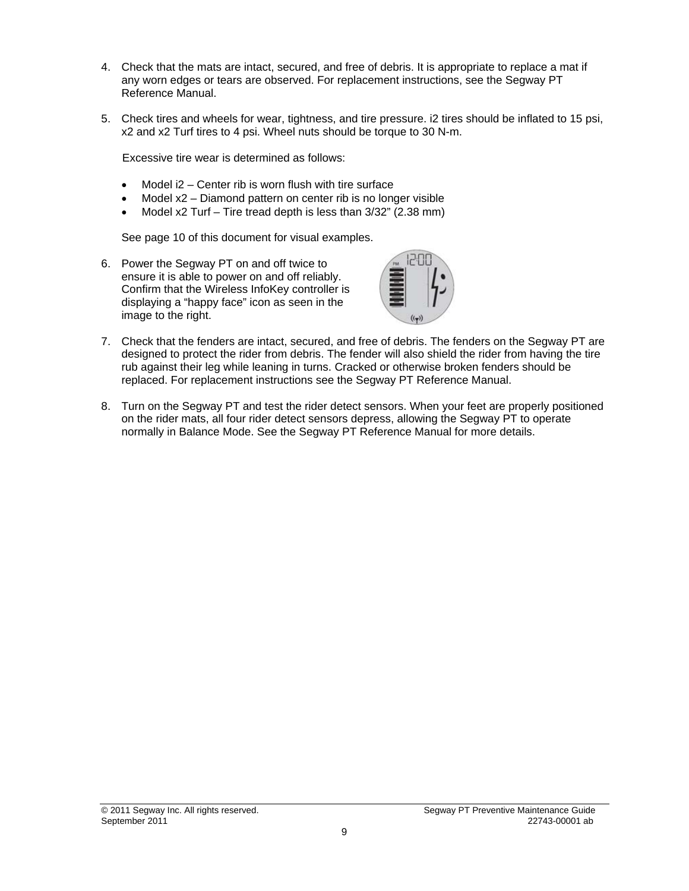4. Check that the mats are intact, secured, and free of debris. It is appropriate to replace a mat if any worn edges or tears are observed. For replacement instructions, see the Segway PT Reference Manual.

5. Check tires and wheels for wear, tightness, and tire pressure. i2 tires should be inflated to 15 psi, x2 and x2 Turf tires to 4 psi. Wheel nuts should be torque to 30 N-m.

   Excessive tire wear is determined as follows:

   - Model i2 – Center rib is worn flush with tire surface
   - Model x2 – Diamond pattern on center rib is no longer visible
   - Model x2 Turf – Tire tread depth is less than 3/32" (2.38 mm)

   See page 10 of this document for visual examples.

6. Power the Segway PT on and off twice to ensure it is able to power on and off reliably. Confirm that the Wireless InfoKey controller is displaying a "happy face" icon as seen in the image to the right.

7. Check that the fenders are intact, secured, and free of debris. The fenders on the Segway PT are designed to protect the rider from debris. The fender will also shield the rider from having the tire rub against their leg while leaning in turns. Cracked or otherwise broken fenders should be replaced. For replacement instructions see the Segway PT Reference Manual.

8. Turn on the Segway PT and test the rider detect sensors. When your feet are properly positioned on the rider mats, all four rider detect sensors depress, allowing the Segway PT to operate normally in Balance Mode. See the Segway PT Reference Manual for more details.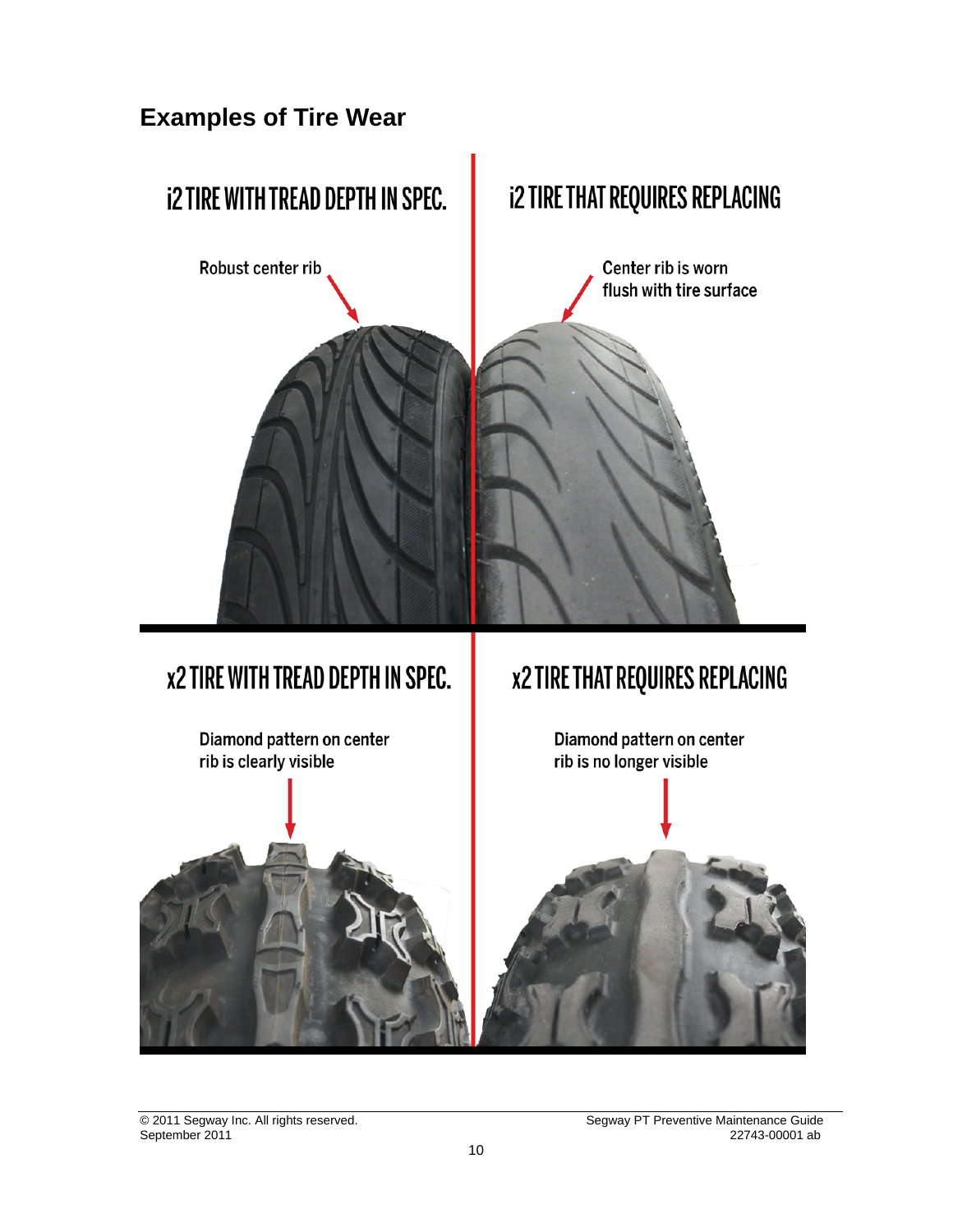## Examples of Tire Wear

### i2 TIRE WITH TREAD DEPTH IN SPEC.

Robust center rib

### i2 TIRE THAT REQUIRES REPLACING

Center rib is worn flush with tire surface

### x2 TIRE WITH TREAD DEPTH IN SPEC.

Diamond pattern on center rib is clearly visible

### x2 TIRE THAT REQUIRES REPLACING

Diamond pattern on center rib is no longer visible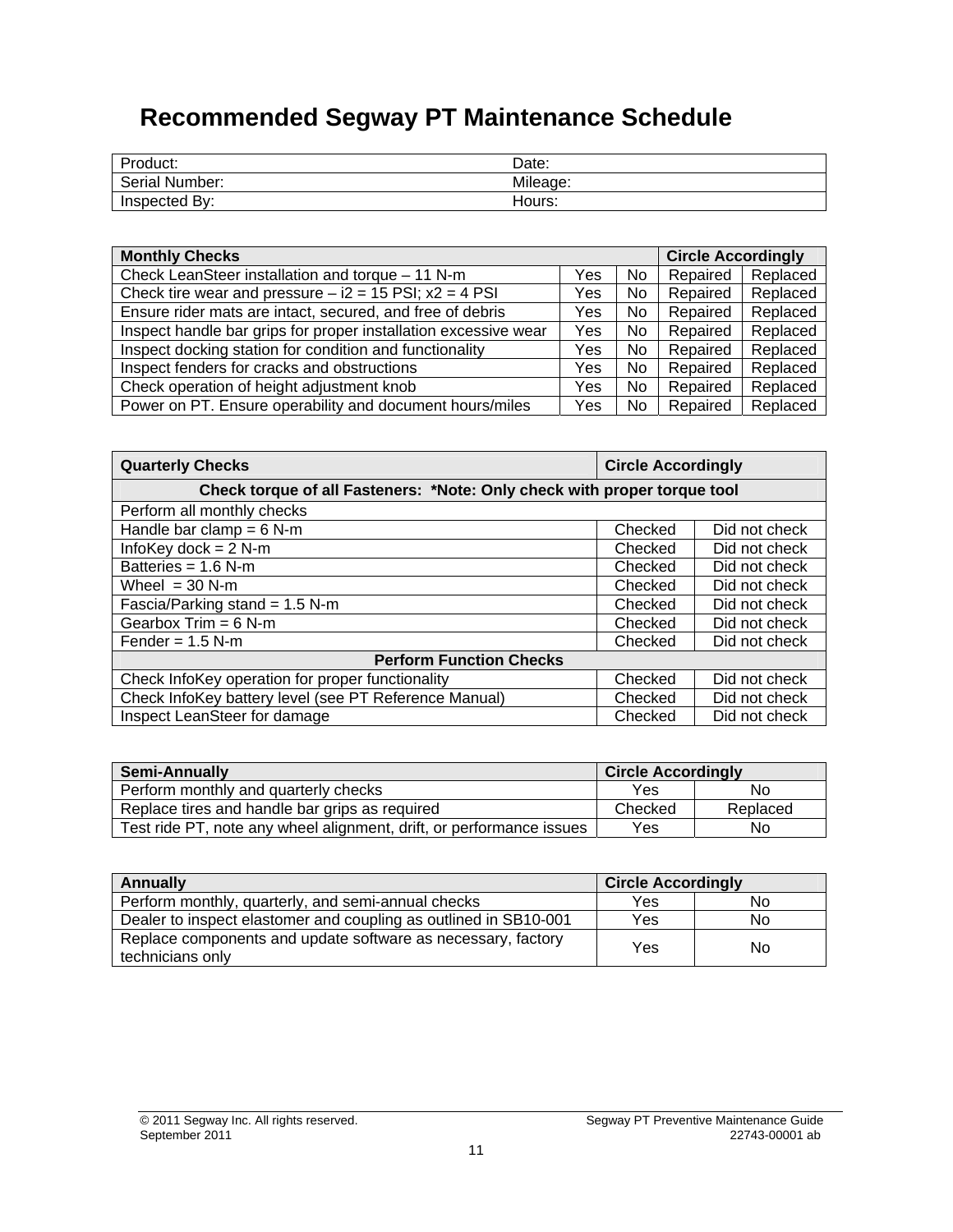# Recommended Segway PT Maintenance Schedule

| Product: | Date: |
|---|---|
| Serial Number: | Mileage: |
| Inspected By: | Hours: |

| Monthly Checks | | | Circle Accordingly | |
|---|---|---|---|---|
| Check LeanSteer installation and torque – 11 N-m | Yes | No | Repaired | Replaced |
| Check tire wear and pressure – i2 = 15 PSI; x2 = 4 PSI | Yes | No | Repaired | Replaced |
| Ensure rider mats are intact, secured, and free of debris | Yes | No | Repaired | Replaced |
| Inspect handle bar grips for proper installation excessive wear | Yes | No | Repaired | Replaced |
| Inspect docking station for condition and functionality | Yes | No | Repaired | Replaced |
| Inspect fenders for cracks and obstructions | Yes | No | Repaired | Replaced |
| Check operation of height adjustment knob | Yes | No | Repaired | Replaced |
| Power on PT. Ensure operability and document hours/miles | Yes | No | Repaired | Replaced |

| Quarterly Checks | Circle Accordingly | |
|---|---|---|
| **Check torque of all Fasteners: \*Note: Only check with proper torque tool** | | |
| Perform all monthly checks | | |
| Handle bar clamp = 6 N-m | Checked | Did not check |
| InfoKey dock = 2 N-m | Checked | Did not check |
| Batteries = 1.6 N-m | Checked | Did not check |
| Wheel = 30 N-m | Checked | Did not check |
| Fascia/Parking stand = 1.5 N-m | Checked | Did not check |
| Gearbox Trim = 6 N-m | Checked | Did not check |
| Fender = 1.5 N-m | Checked | Did not check |
| **Perform Function Checks** | | |
| Check InfoKey operation for proper functionality | Checked | Did not check |
| Check InfoKey battery level (see PT Reference Manual) | Checked | Did not check |
| Inspect LeanSteer for damage | Checked | Did not check |

| Semi-Annually | Circle Accordingly | |
|---|---|---|
| Perform monthly and quarterly checks | Yes | No |
| Replace tires and handle bar grips as required | Checked | Replaced |
| Test ride PT, note any wheel alignment, drift, or performance issues | Yes | No |

| Annually | Circle Accordingly | |
|---|---|---|
| Perform monthly, quarterly, and semi-annual checks | Yes | No |
| Dealer to inspect elastomer and coupling as outlined in SB10-001 | Yes | No |
| Replace components and update software as necessary, factory technicians only | Yes | No |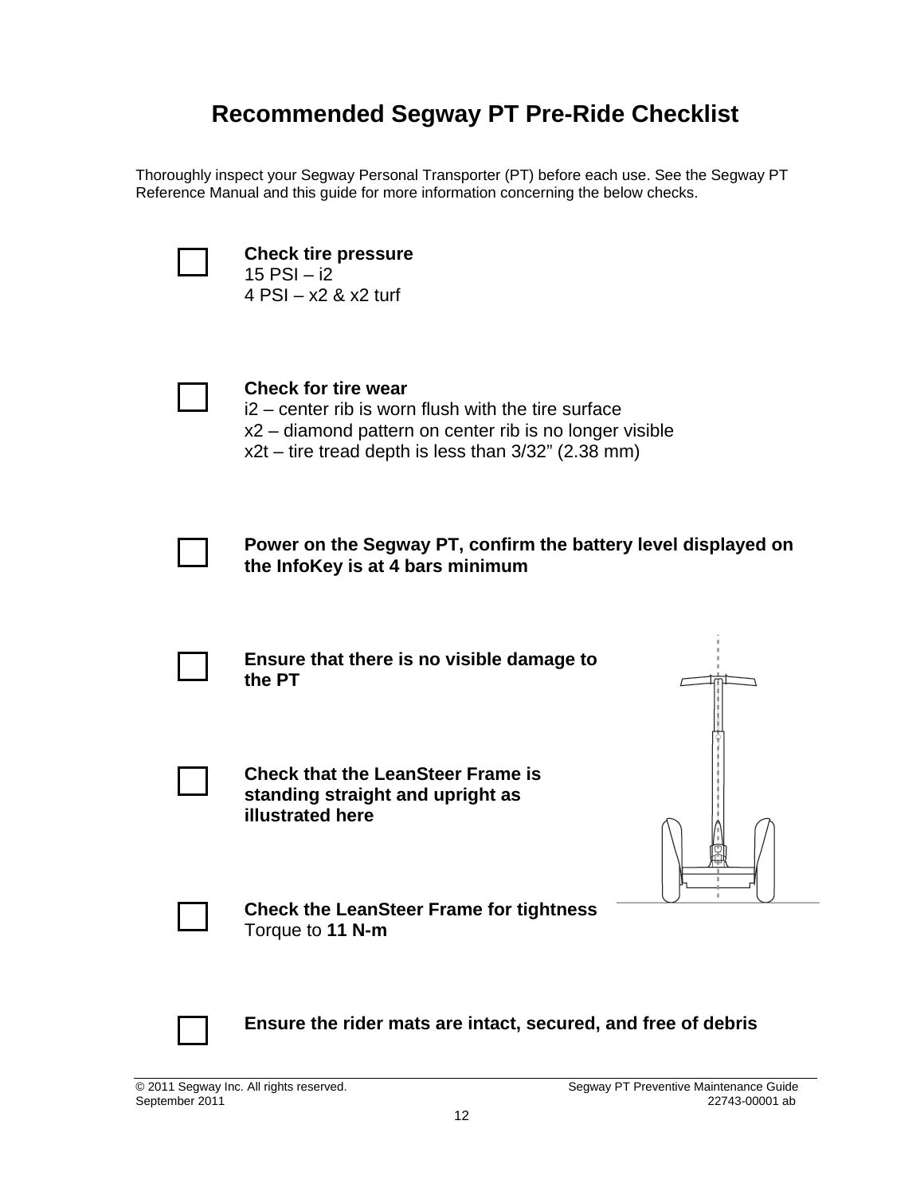# Recommended Segway PT Pre-Ride Checklist

Thoroughly inspect your Segway Personal Transporter (PT) before each use. See the Segway PT Reference Manual and this guide for more information concerning the below checks.

- [ ] **Check tire pressure**
  15 PSI – i2
  4 PSI – x2 & x2 turf

- [ ] **Check for tire wear**
  i2 – center rib is worn flush with the tire surface
  x2 – diamond pattern on center rib is no longer visible
  x2t – tire tread depth is less than 3/32" (2.38 mm)

- [ ] **Power on the Segway PT, confirm the battery level displayed on the InfoKey is at 4 bars minimum**

- [ ] **Ensure that there is no visible damage to the PT**

- [ ] **Check that the LeanSteer Frame is standing straight and upright as illustrated here**

- [ ] **Check the LeanSteer Frame for tightness**
  Torque to **11 N-m**

- [ ] **Ensure the rider mats are intact, secured, and free of debris**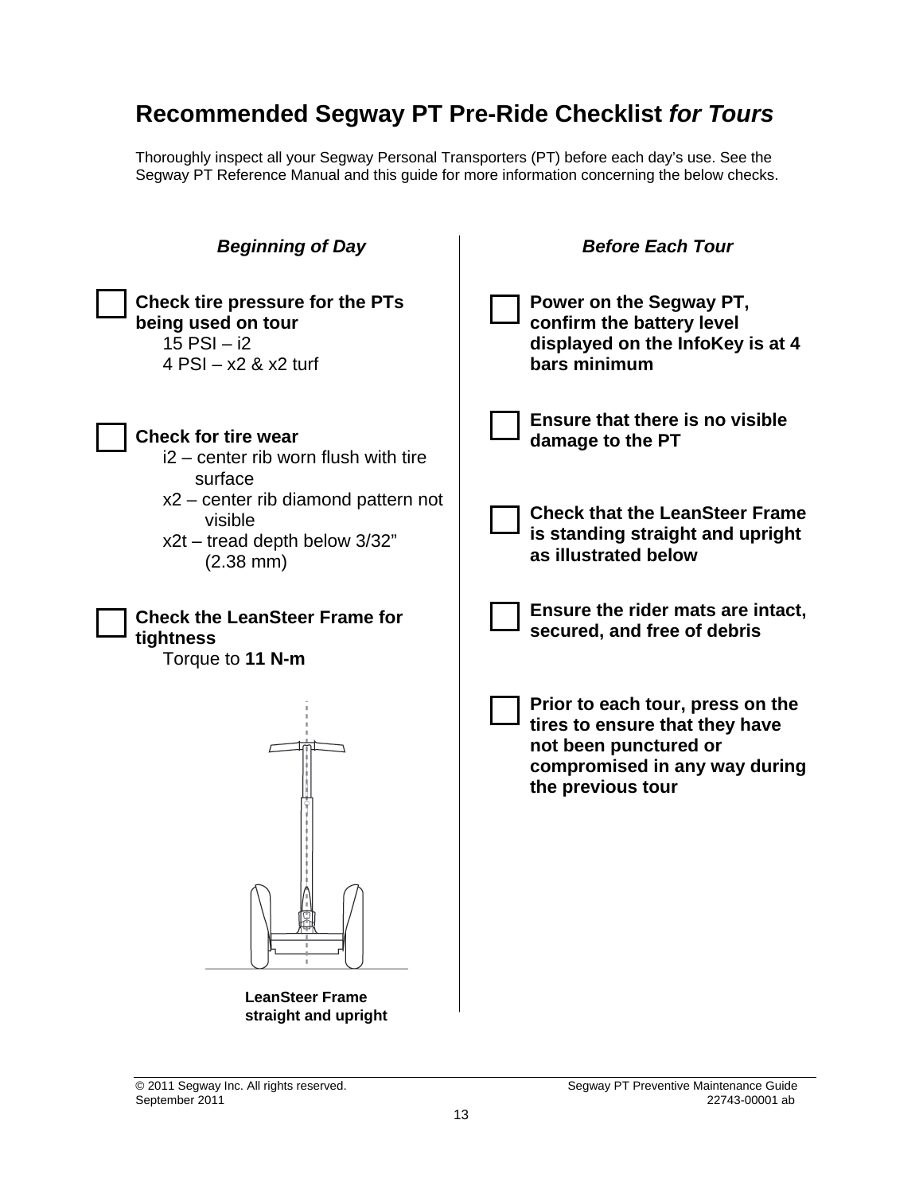# Recommended Segway PT Pre-Ride Checklist *for Tours*

Thoroughly inspect all your Segway Personal Transporters (PT) before each day's use. See the Segway PT Reference Manual and this guide for more information concerning the below checks.

## *Beginning of Day*

- ☐ **Check tire pressure for the PTs being used on tour**
  - 15 PSI – i2
  - 4 PSI – x2 & x2 turf

- ☐ **Check for tire wear**
  - i2 – center rib worn flush with tire surface
  - x2 – center rib diamond pattern not visible
  - x2t – tread depth below 3/32" (2.38 mm)

- ☐ **Check the LeanSteer Frame for tightness**
  - Torque to **11 N-m**

**LeanSteer Frame straight and upright**

## *Before Each Tour*

- ☐ **Power on the Segway PT, confirm the battery level displayed on the InfoKey is at 4 bars minimum**

- ☐ **Ensure that there is no visible damage to the PT**

- ☐ **Check that the LeanSteer Frame is standing straight and upright as illustrated below**

- ☐ **Ensure the rider mats are intact, secured, and free of debris**

- ☐ **Prior to each tour, press on the tires to ensure that they have not been punctured or compromised in any way during the previous tour**